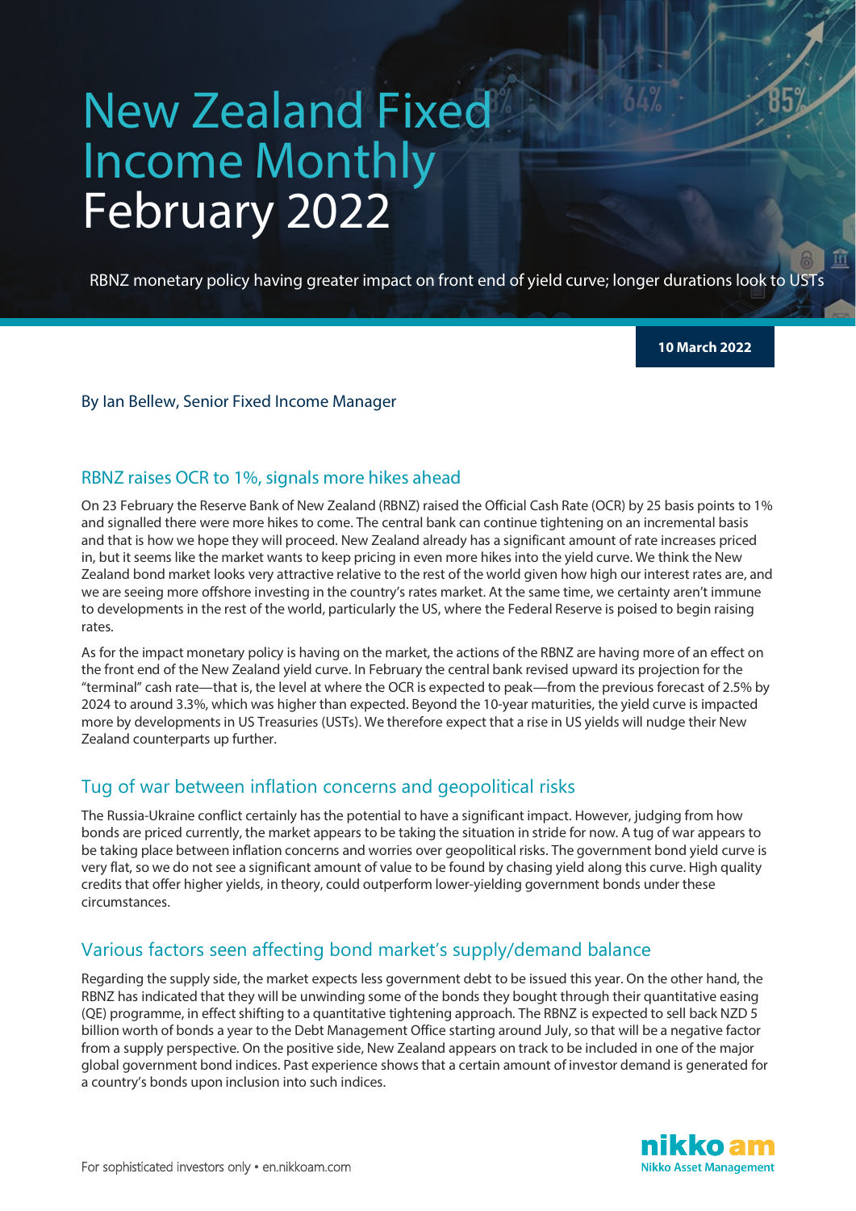# New Zealand Fixed Income Monthly February 2022

RBNZ monetary policy having greater impact on front end of yield curve; longer durations look to USTs

**10 March 2022**

By Ian Bellew, Senior Fixed Income Manager

## RBNZ raises OCR to 1%, signals more hikes ahead

On 23 February the Reserve Bank of New Zealand (RBNZ) raised the Official Cash Rate (OCR) by 25 basis points to 1% and signalled there were more hikes to come. The central bank can continue tightening on an incremental basis and that is how we hope they will proceed. New Zealand already has a significant amount of rate increases priced in, but it seems like the market wants to keep pricing in even more hikes into the yield curve. We think the New Zealand bond market looks very attractive relative to the rest of the world given how high our interest rates are, and we are seeing more offshore investing in the country's rates market. At the same time, we certainty aren't immune to developments in the rest of the world, particularly the US, where the Federal Reserve is poised to begin raising rates.

As for the impact monetary policy is having on the market, the actions of the RBNZ are having more of an effect on the front end of the New Zealand yield curve. In February the central bank revised upward its projection for the "terminal" cash rate—that is, the level at where the OCR is expected to peak—from the previous forecast of 2.5% by 2024 to around 3.3%, which was higher than expected. Beyond the 10-year maturities, the yield curve is impacted more by developments in US Treasuries (USTs). We therefore expect that a rise in US yields will nudge their New Zealand counterparts up further.

## Tug of war between inflation concerns and geopolitical risks

The Russia-Ukraine conflict certainly has the potential to have a significant impact. However, judging from how bonds are priced currently, the market appears to be taking the situation in stride for now. A tug of war appears to be taking place between inflation concerns and worries over geopolitical risks. The government bond yield curve is very flat, so we do not see a significant amount of value to be found by chasing yield along this curve. High quality credits that offer higher yields, in theory, could outperform lower-yielding government bonds under these circumstances.

## Various factors seen affecting bond market's supply/demand balance

Regarding the supply side, the market expects less government debt to be issued this year. On the other hand, the RBNZ has indicated that they will be unwinding some of the bonds they bought through their quantitative easing (QE) programme, in effect shifting to a quantitative tightening approach. The RBNZ is expected to sell back NZD 5 billion worth of bonds a year to the Debt Management Office starting around July, so that will be a negative factor from a supply perspective. On the positive side, New Zealand appears on track to be included in one of the major global government bond indices. Past experience shows that a certain amount of investor demand is generated for a country's bonds upon inclusion into such indices.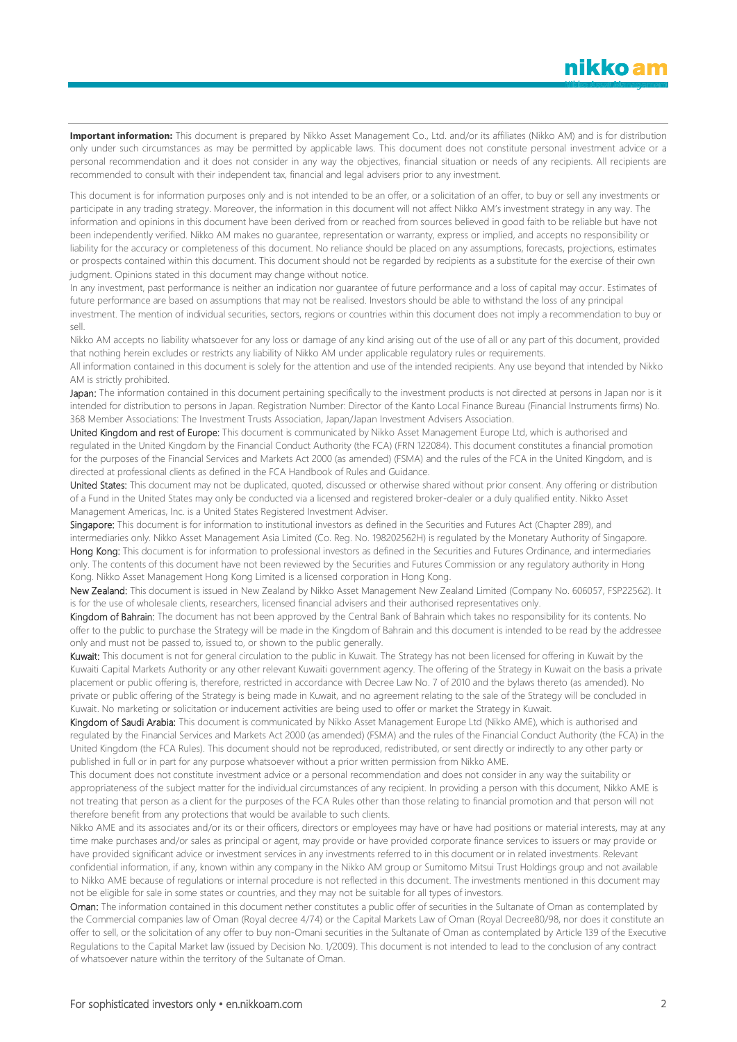**Important information:** This document is prepared by Nikko Asset Management Co., Ltd. and/or its affiliates (Nikko AM) and is for distribution only under such circumstances as may be permitted by applicable laws. This document does not constitute personal investment advice or a personal recommendation and it does not consider in any way the objectives, financial situation or needs of any recipients. All recipients are recommended to consult with their independent tax, financial and legal advisers prior to any investment.

This document is for information purposes only and is not intended to be an offer, or a solicitation of an offer, to buy or sell any investments or participate in any trading strategy. Moreover, the information in this document will not affect Nikko AM's investment strategy in any way. The information and opinions in this document have been derived from or reached from sources believed in good faith to be reliable but have not been independently verified. Nikko AM makes no guarantee, representation or warranty, express or implied, and accepts no responsibility or liability for the accuracy or completeness of this document. No reliance should be placed on any assumptions, forecasts, projections, estimates or prospects contained within this document. This document should not be regarded by recipients as a substitute for the exercise of their own judgment. Opinions stated in this document may change without notice.

In any investment, past performance is neither an indication nor guarantee of future performance and a loss of capital may occur. Estimates of future performance are based on assumptions that may not be realised. Investors should be able to withstand the loss of any principal investment. The mention of individual securities, sectors, regions or countries within this document does not imply a recommendation to buy or sell.

Nikko AM accepts no liability whatsoever for any loss or damage of any kind arising out of the use of all or any part of this document, provided that nothing herein excludes or restricts any liability of Nikko AM under applicable regulatory rules or requirements.

All information contained in this document is solely for the attention and use of the intended recipients. Any use beyond that intended by Nikko AM is strictly prohibited.

Japan: The information contained in this document pertaining specifically to the investment products is not directed at persons in Japan nor is it intended for distribution to persons in Japan. Registration Number: Director of the Kanto Local Finance Bureau (Financial Instruments firms) No. 368 Member Associations: The Investment Trusts Association, Japan/Japan Investment Advisers Association.

United Kingdom and rest of Europe: This document is communicated by Nikko Asset Management Europe Ltd, which is authorised and regulated in the United Kingdom by the Financial Conduct Authority (the FCA) (FRN 122084). This document constitutes a financial promotion for the purposes of the Financial Services and Markets Act 2000 (as amended) (FSMA) and the rules of the FCA in the United Kingdom, and is directed at professional clients as defined in the FCA Handbook of Rules and Guidance.

United States: This document may not be duplicated, quoted, discussed or otherwise shared without prior consent. Any offering or distribution of a Fund in the United States may only be conducted via a licensed and registered broker-dealer or a duly qualified entity. Nikko Asset Management Americas, Inc. is a United States Registered Investment Adviser.

Singapore: This document is for information to institutional investors as defined in the Securities and Futures Act (Chapter 289), and intermediaries only. Nikko Asset Management Asia Limited (Co. Reg. No. 198202562H) is regulated by the Monetary Authority of Singapore.

Hong Kong: This document is for information to professional investors as defined in the Securities and Futures Ordinance, and intermediaries only. The contents of this document have not been reviewed by the Securities and Futures Commission or any regulatory authority in Hong Kong. Nikko Asset Management Hong Kong Limited is a licensed corporation in Hong Kong.

New Zealand: This document is issued in New Zealand by Nikko Asset Management New Zealand Limited (Company No. 606057, FSP22562). It is for the use of wholesale clients, researchers, licensed financial advisers and their authorised representatives only.

Kingdom of Bahrain: The document has not been approved by the Central Bank of Bahrain which takes no responsibility for its contents. No offer to the public to purchase the Strategy will be made in the Kingdom of Bahrain and this document is intended to be read by the addressee only and must not be passed to, issued to, or shown to the public generally.

Kuwait: This document is not for general circulation to the public in Kuwait. The Strategy has not been licensed for offering in Kuwait by the Kuwaiti Capital Markets Authority or any other relevant Kuwaiti government agency. The offering of the Strategy in Kuwait on the basis a private placement or public offering is, therefore, restricted in accordance with Decree Law No. 7 of 2010 and the bylaws thereto (as amended). No private or public offering of the Strategy is being made in Kuwait, and no agreement relating to the sale of the Strategy will be concluded in Kuwait. No marketing or solicitation or inducement activities are being used to offer or market the Strategy in Kuwait.

Kingdom of Saudi Arabia: This document is communicated by Nikko Asset Management Europe Ltd (Nikko AME), which is authorised and regulated by the Financial Services and Markets Act 2000 (as amended) (FSMA) and the rules of the Financial Conduct Authority (the FCA) in the United Kingdom (the FCA Rules). This document should not be reproduced, redistributed, or sent directly or indirectly to any other party or published in full or in part for any purpose whatsoever without a prior written permission from Nikko AME.

This document does not constitute investment advice or a personal recommendation and does not consider in any way the suitability or appropriateness of the subject matter for the individual circumstances of any recipient. In providing a person with this document, Nikko AME is not treating that person as a client for the purposes of the FCA Rules other than those relating to financial promotion and that person will not therefore benefit from any protections that would be available to such clients.

Nikko AME and its associates and/or its or their officers, directors or employees may have or have had positions or material interests, may at any time make purchases and/or sales as principal or agent, may provide or have provided corporate finance services to issuers or may provide or have provided significant advice or investment services in any investments referred to in this document or in related investments. Relevant confidential information, if any, known within any company in the Nikko AM group or Sumitomo Mitsui Trust Holdings group and not available to Nikko AME because of regulations or internal procedure is not reflected in this document. The investments mentioned in this document may not be eligible for sale in some states or countries, and they may not be suitable for all types of investors.

Oman: The information contained in this document nether constitutes a public offer of securities in the Sultanate of Oman as contemplated by the Commercial companies law of Oman (Royal decree 4/74) or the Capital Markets Law of Oman (Royal Decree80/98, nor does it constitute an offer to sell, or the solicitation of any offer to buy non-Omani securities in the Sultanate of Oman as contemplated by Article 139 of the Executive Regulations to the Capital Market law (issued by Decision No. 1/2009). This document is not intended to lead to the conclusion of any contract of whatsoever nature within the territory of the Sultanate of Oman.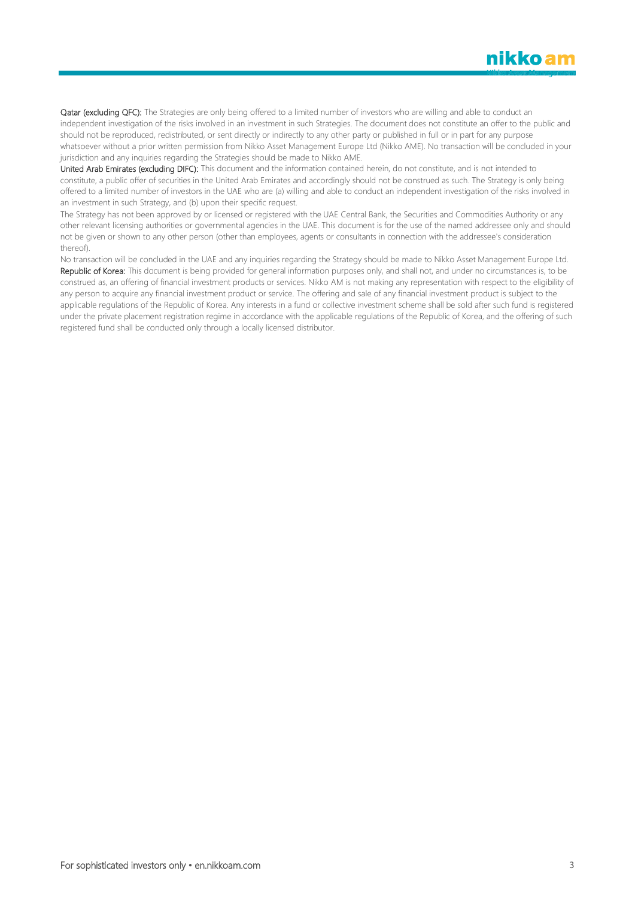**Qatar (excluding QFC):** The Strategies are only being offered to a limited number of investors who are willing and able to conduct an independent investigation of the risks involved in an investment in such Strategies. The document does not constitute an offer to the public and should not be reproduced, redistributed, or sent directly or indirectly to any other party or published in full or in part for any purpose whatsoever without a prior written permission from Nikko Asset Management Europe Ltd (Nikko AME). No transaction will be concluded in your jurisdiction and any inquiries regarding the Strategies should be made to Nikko AME.

**United Arab Emirates (excluding DIFC):** This document and the information contained herein, do not constitute, and is not intended to constitute, a public offer of securities in the United Arab Emirates and accordingly should not be construed as such. The Strategy is only being offered to a limited number of investors in the UAE who are (a) willing and able to conduct an independent investigation of the risks involved in an investment in such Strategy, and (b) upon their specific request.

The Strategy has not been approved by or licensed or registered with the UAE Central Bank, the Securities and Commodities Authority or any other relevant licensing authorities or governmental agencies in the UAE. This document is for the use of the named addressee only and should not be given or shown to any other person (other than employees, agents or consultants in connection with the addressee's consideration thereof).

No transaction will be concluded in the UAE and any inquiries regarding the Strategy should be made to Nikko Asset Management Europe Ltd.

**Republic of Korea:** This document is being provided for general information purposes only, and shall not, and under no circumstances is, to be construed as, an offering of financial investment products or services. Nikko AM is not making any representation with respect to the eligibility of any person to acquire any financial investment product or service. The offering and sale of any financial investment product is subject to the applicable regulations of the Republic of Korea. Any interests in a fund or collective investment scheme shall be sold after such fund is registered under the private placement registration regime in accordance with the applicable regulations of the Republic of Korea, and the offering of such registered fund shall be conducted only through a locally licensed distributor.